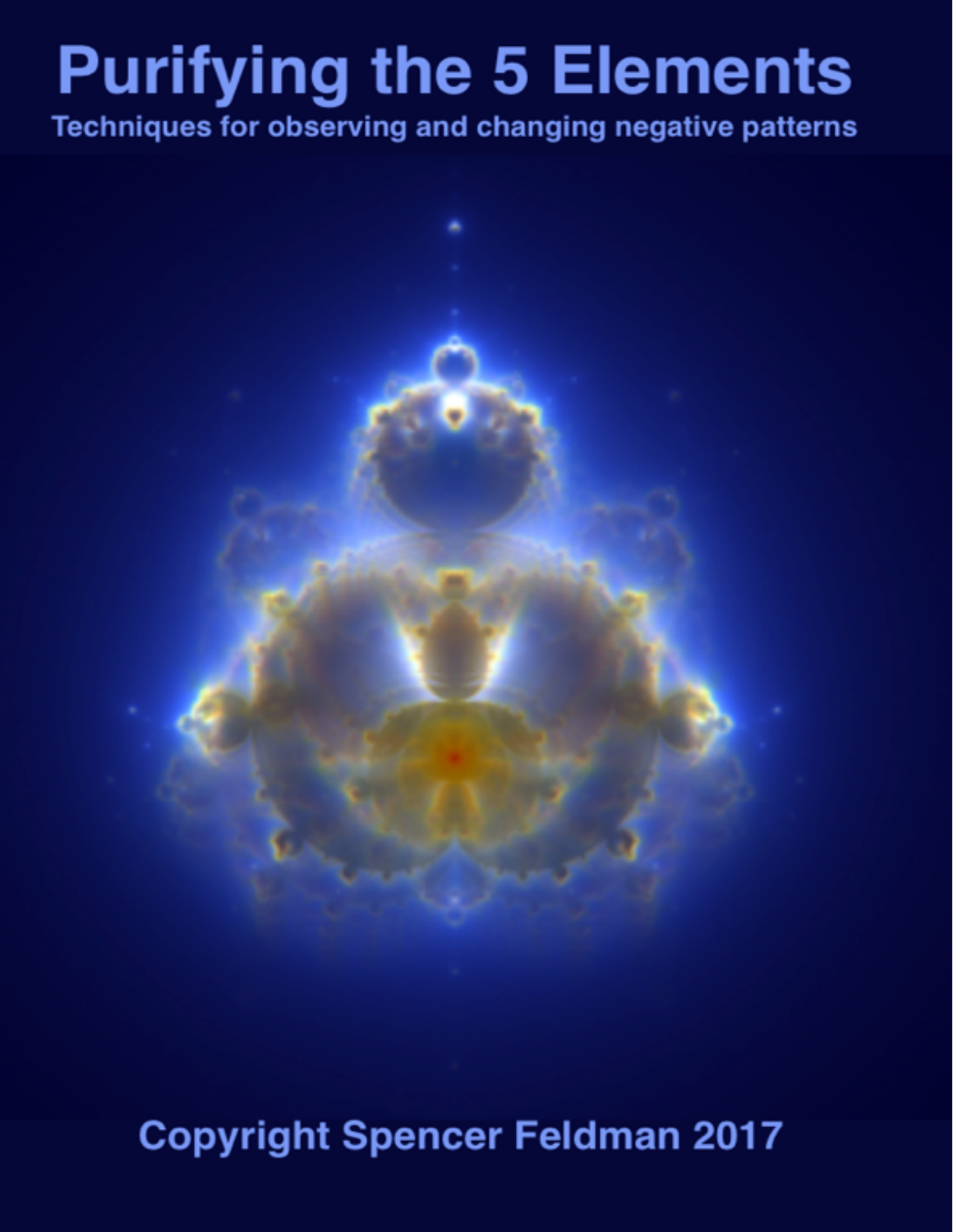# Purifying the 5 Elements

## Techniques for observing and changing negative patterns

Copyright Spencer Feldman 2017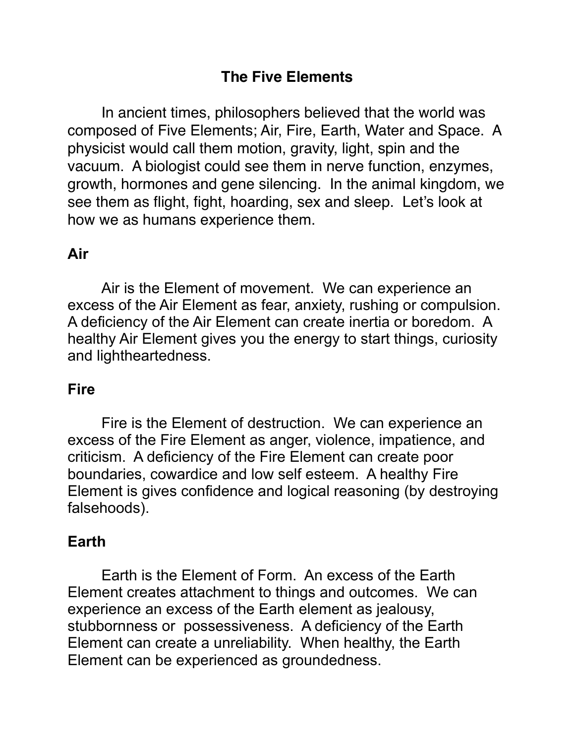# The Five Elements

In ancient times, philosophers believed that the world was composed of Five Elements; Air, Fire, Earth, Water and Space. A physicist would call them motion, gravity, light, spin and the vacuum. A biologist could see them in nerve function, enzymes, growth, hormones and gene silencing. In the animal kingdom, we see them as flight, fight, hoarding, sex and sleep. Let's look at how we as humans experience them.

## Air

Air is the Element of movement. We can experience an excess of the Air Element as fear, anxiety, rushing or compulsion. A deficiency of the Air Element can create inertia or boredom. A healthy Air Element gives you the energy to start things, curiosity and lightheartedness.

## Fire

Fire is the Element of destruction. We can experience an excess of the Fire Element as anger, violence, impatience, and criticism. A deficiency of the Fire Element can create poor boundaries, cowardice and low self esteem. A healthy Fire Element is gives confidence and logical reasoning (by destroying falsehoods).

## Earth

Earth is the Element of Form. An excess of the Earth Element creates attachment to things and outcomes. We can experience an excess of the Earth element as jealousy, stubbornness or possessiveness. A deficiency of the Earth Element can create a unreliability. When healthy, the Earth Element can be experienced as groundedness.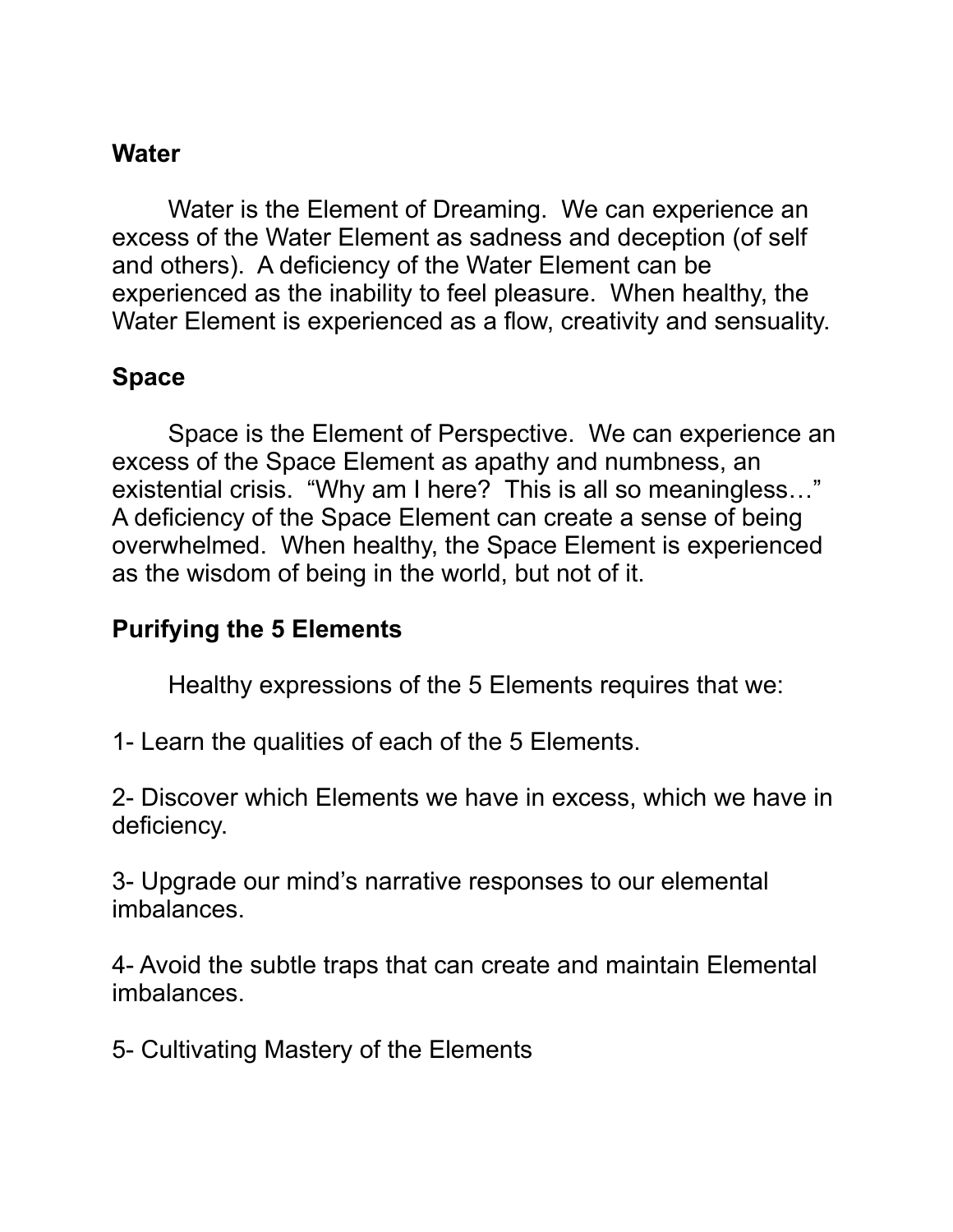**Water**

Water is the Element of Dreaming. We can experience an excess of the Water Element as sadness and deception (of self and others). A deficiency of the Water Element can be experienced as the inability to feel pleasure. When healthy, the Water Element is experienced as a flow, creativity and sensuality.

**Space**

Space is the Element of Perspective. We can experience an excess of the Space Element as apathy and numbness, an existential crisis. "Why am I here? This is all so meaningless…" A deficiency of the Space Element can create a sense of being overwhelmed. When healthy, the Space Element is experienced as the wisdom of being in the world, but not of it.

**Purifying the 5 Elements**

Healthy expressions of the 5 Elements requires that we:

1- Learn the qualities of each of the 5 Elements.

2- Discover which Elements we have in excess, which we have in deficiency.

3- Upgrade our mind's narrative responses to our elemental imbalances.

4- Avoid the subtle traps that can create and maintain Elemental imbalances.

5- Cultivating Mastery of the Elements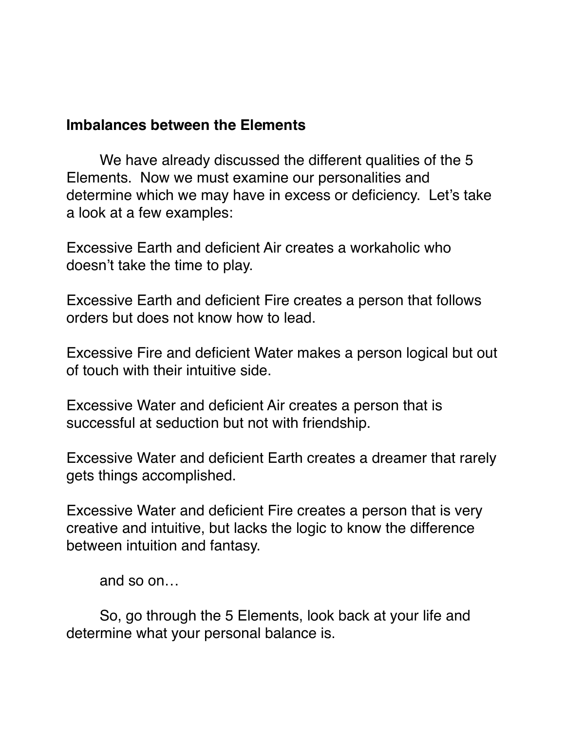## Imbalances between the Elements

We have already discussed the different qualities of the 5 Elements. Now we must examine our personalities and determine which we may have in excess or deficiency. Let's take a look at a few examples:

Excessive Earth and deficient Air creates a workaholic who doesn't take the time to play.

Excessive Earth and deficient Fire creates a person that follows orders but does not know how to lead.

Excessive Fire and deficient Water makes a person logical but out of touch with their intuitive side.

Excessive Water and deficient Air creates a person that is successful at seduction but not with friendship.

Excessive Water and deficient Earth creates a dreamer that rarely gets things accomplished.

Excessive Water and deficient Fire creates a person that is very creative and intuitive, but lacks the logic to know the difference between intuition and fantasy.

and so on…

So, go through the 5 Elements, look back at your life and determine what your personal balance is.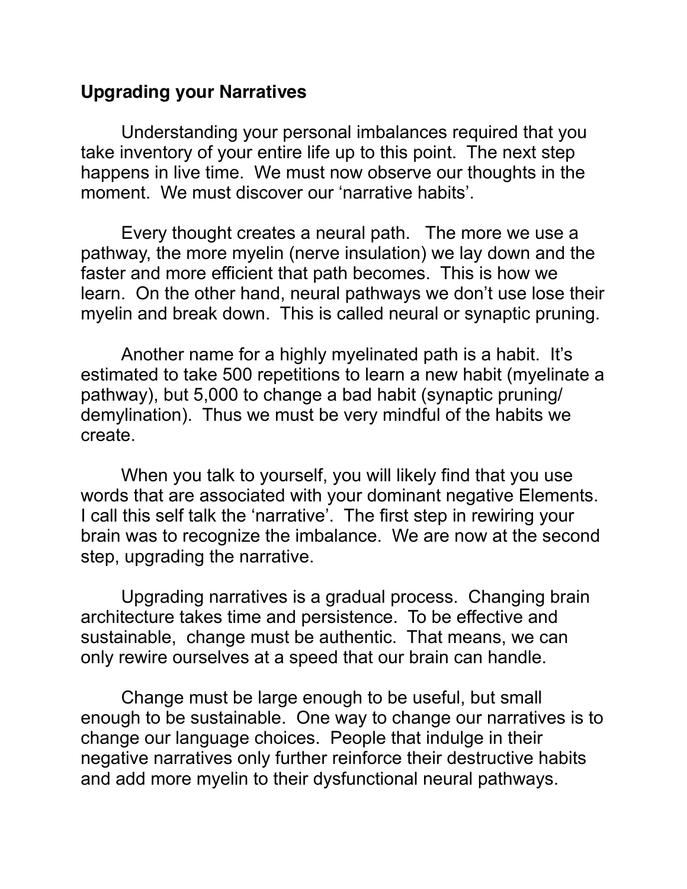**Upgrading your Narratives**

Understanding your personal imbalances required that you take inventory of your entire life up to this point. The next step happens in live time. We must now observe our thoughts in the moment. We must discover our 'narrative habits'.

Every thought creates a neural path. The more we use a pathway, the more myelin (nerve insulation) we lay down and the faster and more efficient that path becomes. This is how we learn. On the other hand, neural pathways we don't use lose their myelin and break down. This is called neural or synaptic pruning.

Another name for a highly myelinated path is a habit. It's estimated to take 500 repetitions to learn a new habit (myelinate a pathway), but 5,000 to change a bad habit (synaptic pruning/ demylination). Thus we must be very mindful of the habits we create.

When you talk to yourself, you will likely find that you use words that are associated with your dominant negative Elements. I call this self talk the 'narrative'. The first step in rewiring your brain was to recognize the imbalance. We are now at the second step, upgrading the narrative.

Upgrading narratives is a gradual process. Changing brain architecture takes time and persistence. To be effective and sustainable, change must be authentic. That means, we can only rewire ourselves at a speed that our brain can handle.

Change must be large enough to be useful, but small enough to be sustainable. One way to change our narratives is to change our language choices. People that indulge in their negative narratives only further reinforce their destructive habits and add more myelin to their dysfunctional neural pathways.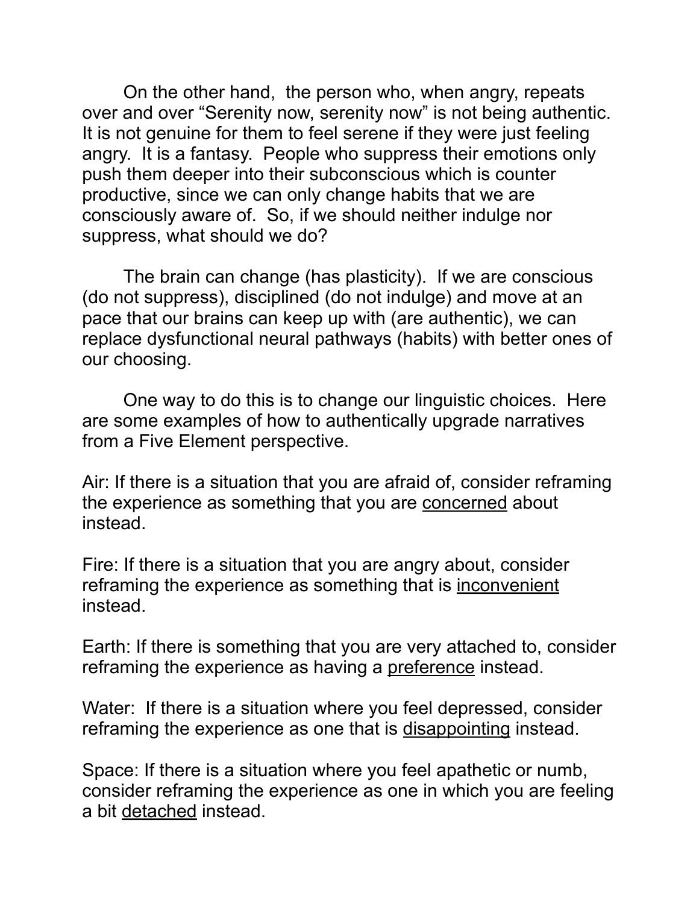On the other hand, the person who, when angry, repeats over and over "Serenity now, serenity now" is not being authentic. It is not genuine for them to feel serene if they were just feeling angry. It is a fantasy. People who suppress their emotions only push them deeper into their subconscious which is counter productive, since we can only change habits that we are consciously aware of. So, if we should neither indulge nor suppress, what should we do?

The brain can change (has plasticity). If we are conscious (do not suppress), disciplined (do not indulge) and move at an pace that our brains can keep up with (are authentic), we can replace dysfunctional neural pathways (habits) with better ones of our choosing.

One way to do this is to change our linguistic choices. Here are some examples of how to authentically upgrade narratives from a Five Element perspective.

Air: If there is a situation that you are afraid of, consider reframing the experience as something that you are <u>concerned</u> about instead.

Fire: If there is a situation that you are angry about, consider reframing the experience as something that is <u>inconvenient</u> instead.

Earth: If there is something that you are very attached to, consider reframing the experience as having a <u>preference</u> instead.

Water: If there is a situation where you feel depressed, consider reframing the experience as one that is <u>disappointing</u> instead.

Space: If there is a situation where you feel apathetic or numb, consider reframing the experience as one in which you are feeling a bit <u>detached</u> instead.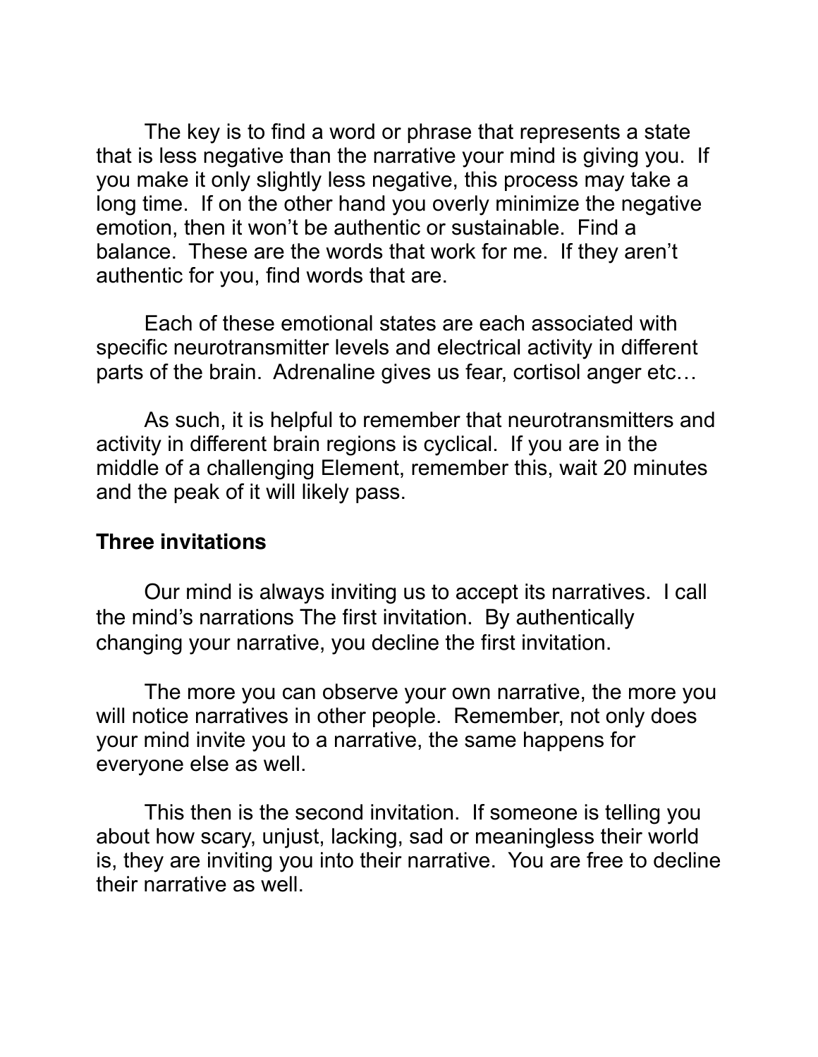The key is to find a word or phrase that represents a state that is less negative than the narrative your mind is giving you. If you make it only slightly less negative, this process may take a long time. If on the other hand you overly minimize the negative emotion, then it won't be authentic or sustainable. Find a balance. These are the words that work for me. If they aren't authentic for you, find words that are.

Each of these emotional states are each associated with specific neurotransmitter levels and electrical activity in different parts of the brain. Adrenaline gives us fear, cortisol anger etc…

As such, it is helpful to remember that neurotransmitters and activity in different brain regions is cyclical. If you are in the middle of a challenging Element, remember this, wait 20 minutes and the peak of it will likely pass.

### Three invitations

Our mind is always inviting us to accept its narratives. I call the mind's narrations The first invitation. By authentically changing your narrative, you decline the first invitation.

The more you can observe your own narrative, the more you will notice narratives in other people. Remember, not only does your mind invite you to a narrative, the same happens for everyone else as well.

This then is the second invitation. If someone is telling you about how scary, unjust, lacking, sad or meaningless their world is, they are inviting you into their narrative. You are free to decline their narrative as well.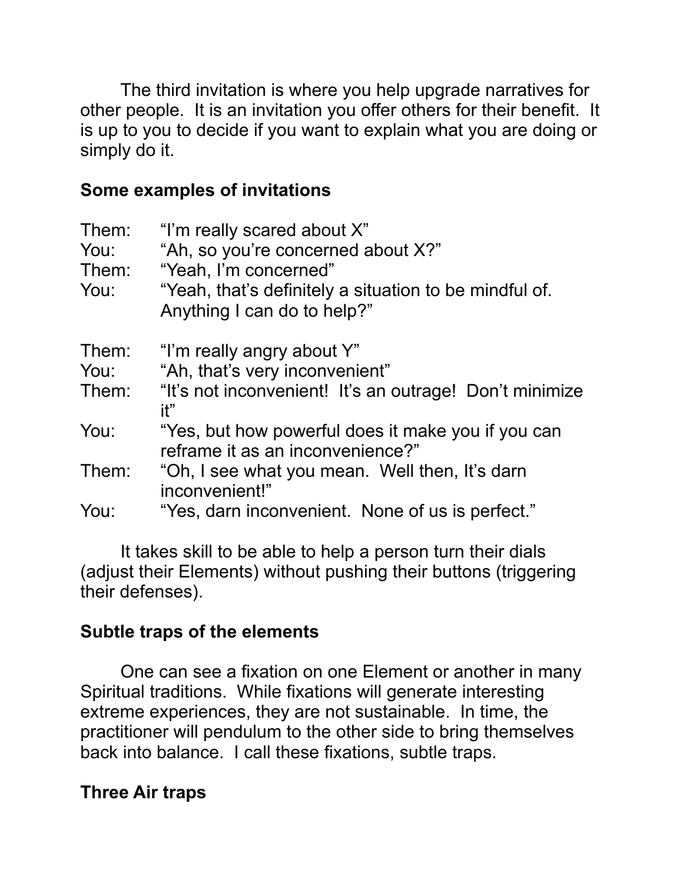The third invitation is where you help upgrade narratives for other people. It is an invitation you offer others for their benefit. It is up to you to decide if you want to explain what you are doing or simply do it.

**Some examples of invitations**

Them: "I'm really scared about X"
You: "Ah, so you're concerned about X?"
Them: "Yeah, I'm concerned"
You: "Yeah, that's definitely a situation to be mindful of. Anything I can do to help?"

Them: "I'm really angry about Y"
You: "Ah, that's very inconvenient"
Them: "It's not inconvenient! It's an outrage! Don't minimize it"
You: "Yes, but how powerful does it make you if you can reframe it as an inconvenience?"
Them: "Oh, I see what you mean. Well then, It's darn inconvenient!"
You: "Yes, darn inconvenient. None of us is perfect."

It takes skill to be able to help a person turn their dials (adjust their Elements) without pushing their buttons (triggering their defenses).

**Subtle traps of the elements**

One can see a fixation on one Element or another in many Spiritual traditions. While fixations will generate interesting extreme experiences, they are not sustainable. In time, the practitioner will pendulum to the other side to bring themselves back into balance. I call these fixations, subtle traps.

**Three Air traps**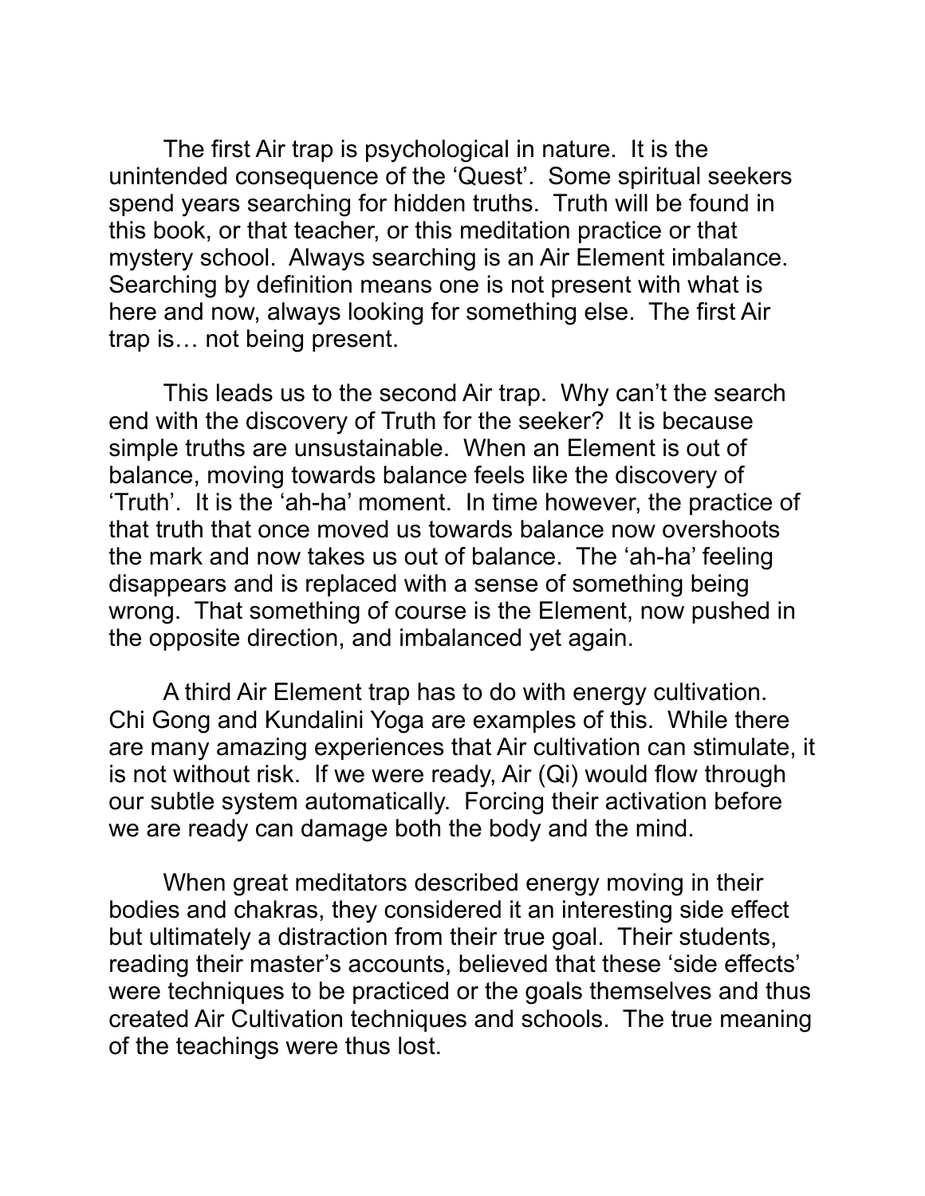The first Air trap is psychological in nature. It is the unintended consequence of the 'Quest'. Some spiritual seekers spend years searching for hidden truths. Truth will be found in this book, or that teacher, or this meditation practice or that mystery school. Always searching is an Air Element imbalance. Searching by definition means one is not present with what is here and now, always looking for something else. The first Air trap is… not being present.

This leads us to the second Air trap. Why can't the search end with the discovery of Truth for the seeker? It is because simple truths are unsustainable. When an Element is out of balance, moving towards balance feels like the discovery of 'Truth'. It is the 'ah-ha' moment. In time however, the practice of that truth that once moved us towards balance now overshoots the mark and now takes us out of balance. The 'ah-ha' feeling disappears and is replaced with a sense of something being wrong. That something of course is the Element, now pushed in the opposite direction, and imbalanced yet again.

A third Air Element trap has to do with energy cultivation. Chi Gong and Kundalini Yoga are examples of this. While there are many amazing experiences that Air cultivation can stimulate, it is not without risk. If we were ready, Air (Qi) would flow through our subtle system automatically. Forcing their activation before we are ready can damage both the body and the mind.

When great meditators described energy moving in their bodies and chakras, they considered it an interesting side effect but ultimately a distraction from their true goal. Their students, reading their master's accounts, believed that these 'side effects' were techniques to be practiced or the goals themselves and thus created Air Cultivation techniques and schools. The true meaning of the teachings were thus lost.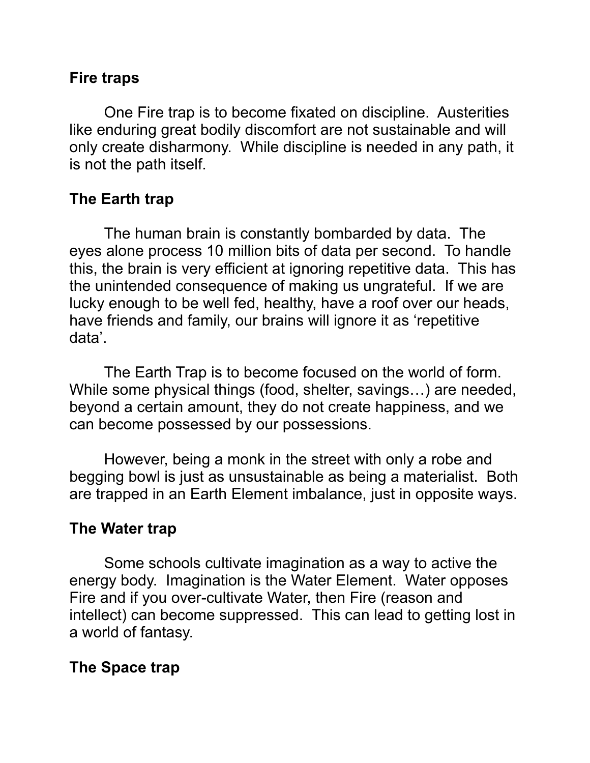**Fire traps**

One Fire trap is to become fixated on discipline. Austerities like enduring great bodily discomfort are not sustainable and will only create disharmony. While discipline is needed in any path, it is not the path itself.

**The Earth trap**

The human brain is constantly bombarded by data. The eyes alone process 10 million bits of data per second. To handle this, the brain is very efficient at ignoring repetitive data. This has the unintended consequence of making us ungrateful. If we are lucky enough to be well fed, healthy, have a roof over our heads, have friends and family, our brains will ignore it as 'repetitive data'.

The Earth Trap is to become focused on the world of form. While some physical things (food, shelter, savings…) are needed, beyond a certain amount, they do not create happiness, and we can become possessed by our possessions.

However, being a monk in the street with only a robe and begging bowl is just as unsustainable as being a materialist. Both are trapped in an Earth Element imbalance, just in opposite ways.

**The Water trap**

Some schools cultivate imagination as a way to active the energy body. Imagination is the Water Element. Water opposes Fire and if you over-cultivate Water, then Fire (reason and intellect) can become suppressed. This can lead to getting lost in a world of fantasy.

**The Space trap**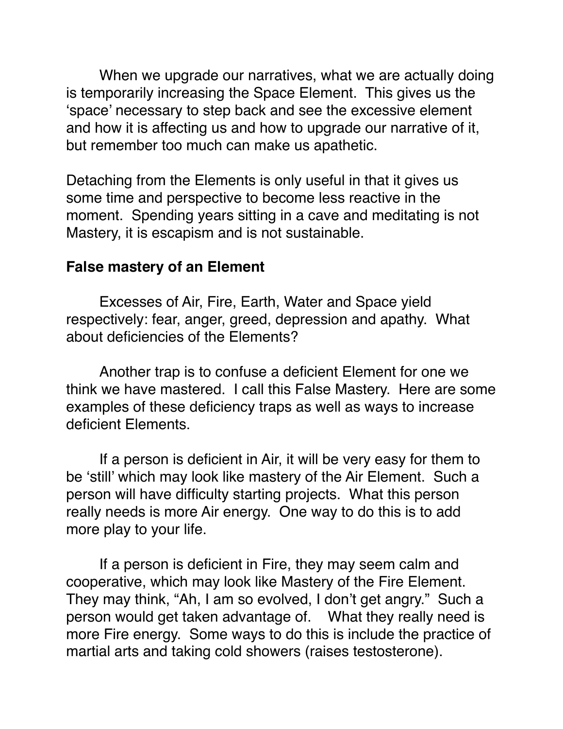When we upgrade our narratives, what we are actually doing is temporarily increasing the Space Element. This gives us the 'space' necessary to step back and see the excessive element and how it is affecting us and how to upgrade our narrative of it, but remember too much can make us apathetic.

Detaching from the Elements is only useful in that it gives us some time and perspective to become less reactive in the moment. Spending years sitting in a cave and meditating is not Mastery, it is escapism and is not sustainable.

**False mastery of an Element**

Excesses of Air, Fire, Earth, Water and Space yield respectively: fear, anger, greed, depression and apathy. What about deficiencies of the Elements?

Another trap is to confuse a deficient Element for one we think we have mastered. I call this False Mastery. Here are some examples of these deficiency traps as well as ways to increase deficient Elements.

If a person is deficient in Air, it will be very easy for them to be 'still' which may look like mastery of the Air Element. Such a person will have difficulty starting projects. What this person really needs is more Air energy. One way to do this is to add more play to your life.

If a person is deficient in Fire, they may seem calm and cooperative, which may look like Mastery of the Fire Element. They may think, "Ah, I am so evolved, I don't get angry." Such a person would get taken advantage of. What they really need is more Fire energy. Some ways to do this is include the practice of martial arts and taking cold showers (raises testosterone).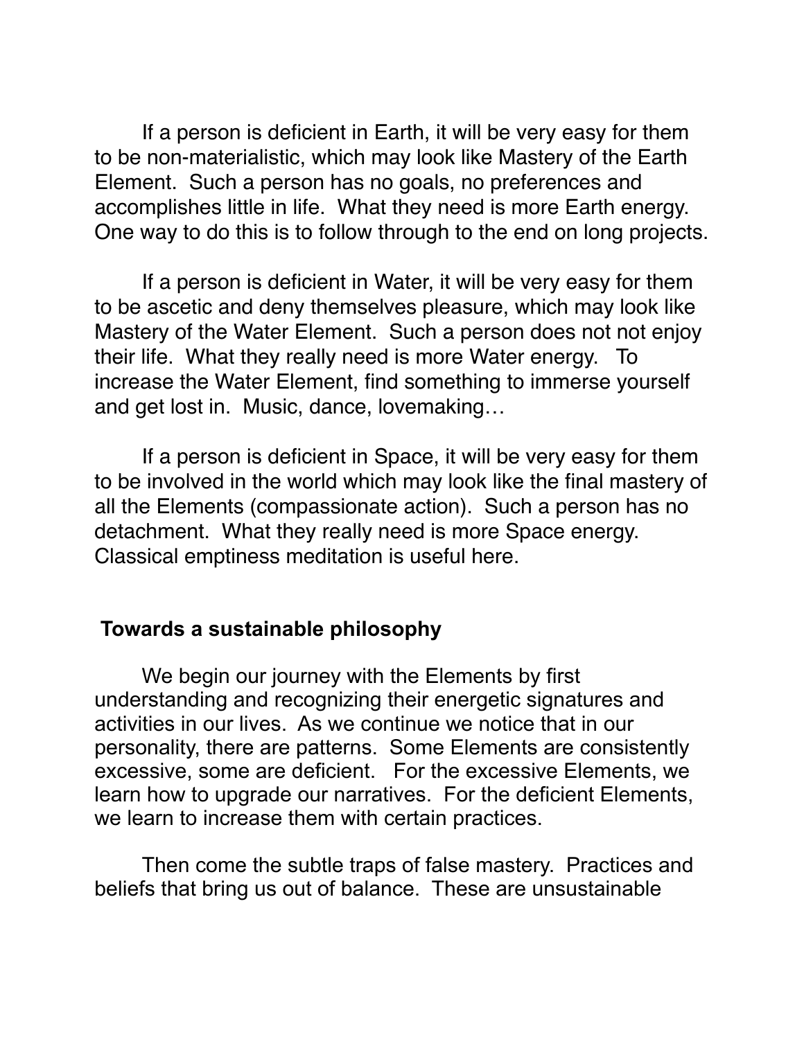If a person is deficient in Earth, it will be very easy for them to be non-materialistic, which may look like Mastery of the Earth Element. Such a person has no goals, no preferences and accomplishes little in life. What they need is more Earth energy. One way to do this is to follow through to the end on long projects.

If a person is deficient in Water, it will be very easy for them to be ascetic and deny themselves pleasure, which may look like Mastery of the Water Element. Such a person does not not enjoy their life. What they really need is more Water energy. To increase the Water Element, find something to immerse yourself and get lost in. Music, dance, lovemaking…

If a person is deficient in Space, it will be very easy for them to be involved in the world which may look like the final mastery of all the Elements (compassionate action). Such a person has no detachment. What they really need is more Space energy. Classical emptiness meditation is useful here.

## Towards a sustainable philosophy

We begin our journey with the Elements by first understanding and recognizing their energetic signatures and activities in our lives. As we continue we notice that in our personality, there are patterns. Some Elements are consistently excessive, some are deficient. For the excessive Elements, we learn how to upgrade our narratives. For the deficient Elements, we learn to increase them with certain practices.

Then come the subtle traps of false mastery. Practices and beliefs that bring us out of balance. These are unsustainable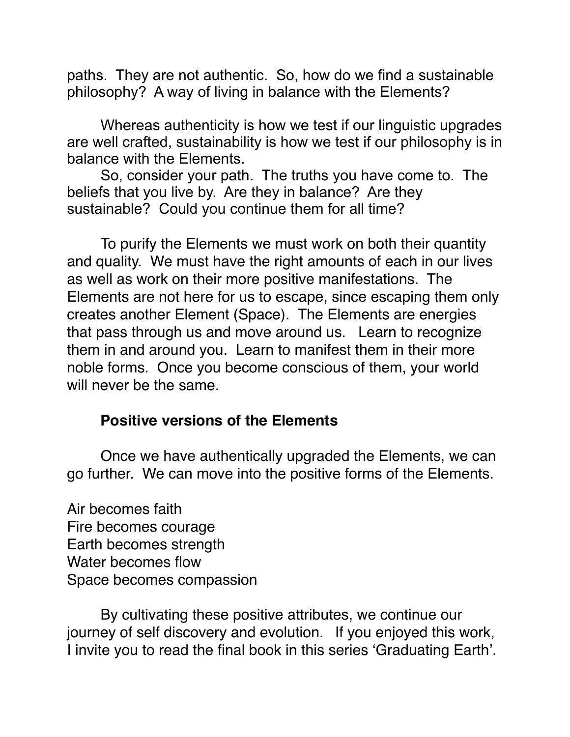paths. They are not authentic. So, how do we find a sustainable philosophy? A way of living in balance with the Elements?

Whereas authenticity is how we test if our linguistic upgrades are well crafted, sustainability is how we test if our philosophy is in balance with the Elements.

So, consider your path. The truths you have come to. The beliefs that you live by. Are they in balance? Are they sustainable? Could you continue them for all time?

To purify the Elements we must work on both their quantity and quality. We must have the right amounts of each in our lives as well as work on their more positive manifestations. The Elements are not here for us to escape, since escaping them only creates another Element (Space). The Elements are energies that pass through us and move around us. Learn to recognize them in and around you. Learn to manifest them in their more noble forms. Once you become conscious of them, your world will never be the same.

**Positive versions of the Elements**

Once we have authentically upgraded the Elements, we can go further. We can move into the positive forms of the Elements.

Air becomes faith
Fire becomes courage
Earth becomes strength
Water becomes flow
Space becomes compassion

By cultivating these positive attributes, we continue our journey of self discovery and evolution. If you enjoyed this work, I invite you to read the final book in this series 'Graduating Earth'.